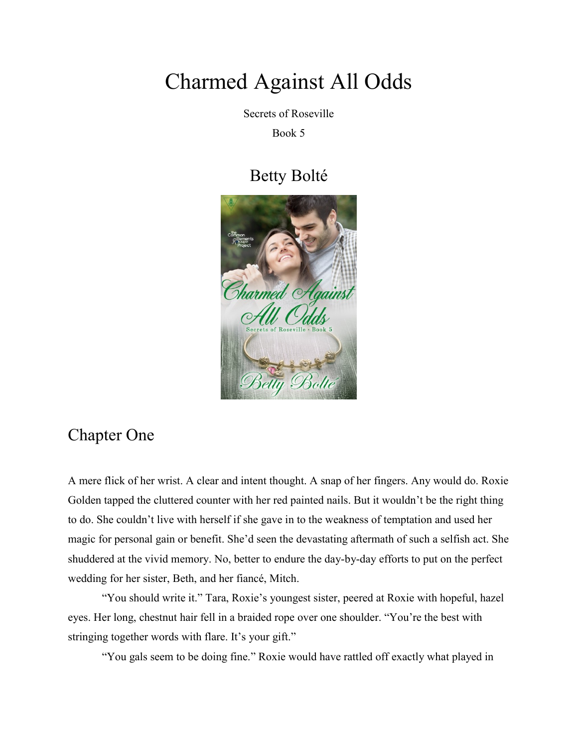# Charmed Against All Odds

Secrets of Roseville

Book 5

## Betty Bolté

## Chapter One

A mere flick of her wrist. A clear and intent thought. A snap of her fingers. Any would do. Roxie Golden tapped the cluttered counter with her red painted nails. But it wouldn't be the right thing to do. She couldn't live with herself if she gave in to the weakness of temptation and used her magic for personal gain or benefit. She'd seen the devastating aftermath of such a selfish act. She shuddered at the vivid memory. No, better to endure the day-by-day efforts to put on the perfect wedding for her sister, Beth, and her fiancé, Mitch.

"You should write it." Tara, Roxie's youngest sister, peered at Roxie with hopeful, hazel eyes. Her long, chestnut hair fell in a braided rope over one shoulder. "You're the best with stringing together words with flare. It's your gift."

"You gals seem to be doing fine." Roxie would have rattled off exactly what played in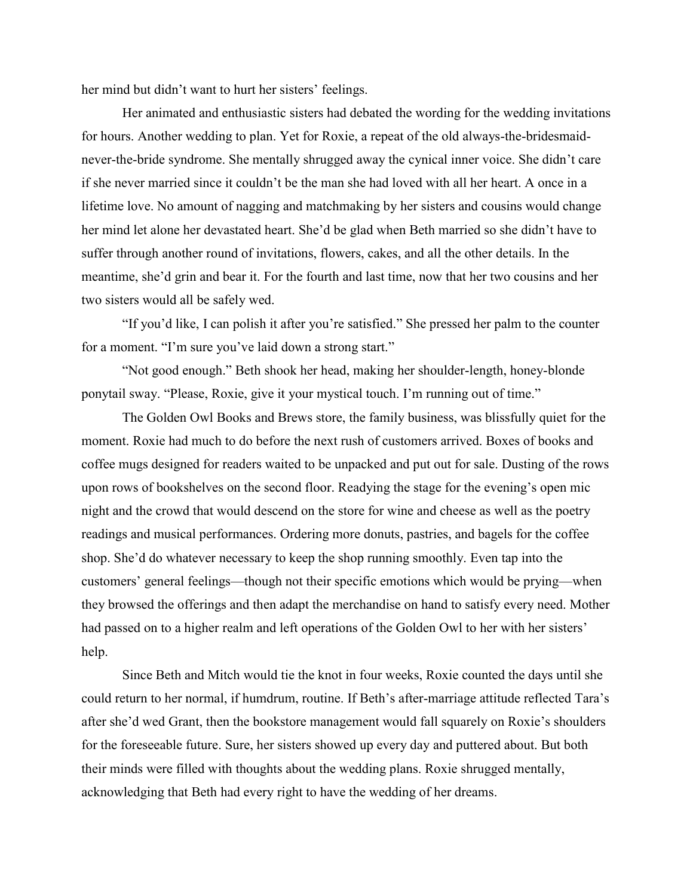her mind but didn't want to hurt her sisters' feelings.

Her animated and enthusiastic sisters had debated the wording for the wedding invitations for hours. Another wedding to plan. Yet for Roxie, a repeat of the old always-the-bridesmaid-never-the-bride syndrome. She mentally shrugged away the cynical inner voice. She didn't care if she never married since it couldn't be the man she had loved with all her heart. A once in a lifetime love. No amount of nagging and matchmaking by her sisters and cousins would change her mind let alone her devastated heart. She'd be glad when Beth married so she didn't have to suffer through another round of invitations, flowers, cakes, and all the other details. In the meantime, she'd grin and bear it. For the fourth and last time, now that her two cousins and her two sisters would all be safely wed.

"If you'd like, I can polish it after you're satisfied." She pressed her palm to the counter for a moment. "I'm sure you've laid down a strong start."

"Not good enough." Beth shook her head, making her shoulder-length, honey-blonde ponytail sway. "Please, Roxie, give it your mystical touch. I'm running out of time."

The Golden Owl Books and Brews store, the family business, was blissfully quiet for the moment. Roxie had much to do before the next rush of customers arrived. Boxes of books and coffee mugs designed for readers waited to be unpacked and put out for sale. Dusting of the rows upon rows of bookshelves on the second floor. Readying the stage for the evening's open mic night and the crowd that would descend on the store for wine and cheese as well as the poetry readings and musical performances. Ordering more donuts, pastries, and bagels for the coffee shop. She'd do whatever necessary to keep the shop running smoothly. Even tap into the customers' general feelings—though not their specific emotions which would be prying—when they browsed the offerings and then adapt the merchandise on hand to satisfy every need. Mother had passed on to a higher realm and left operations of the Golden Owl to her with her sisters' help.

Since Beth and Mitch would tie the knot in four weeks, Roxie counted the days until she could return to her normal, if humdrum, routine. If Beth's after-marriage attitude reflected Tara's after she'd wed Grant, then the bookstore management would fall squarely on Roxie's shoulders for the foreseeable future. Sure, her sisters showed up every day and puttered about. But both their minds were filled with thoughts about the wedding plans. Roxie shrugged mentally, acknowledging that Beth had every right to have the wedding of her dreams.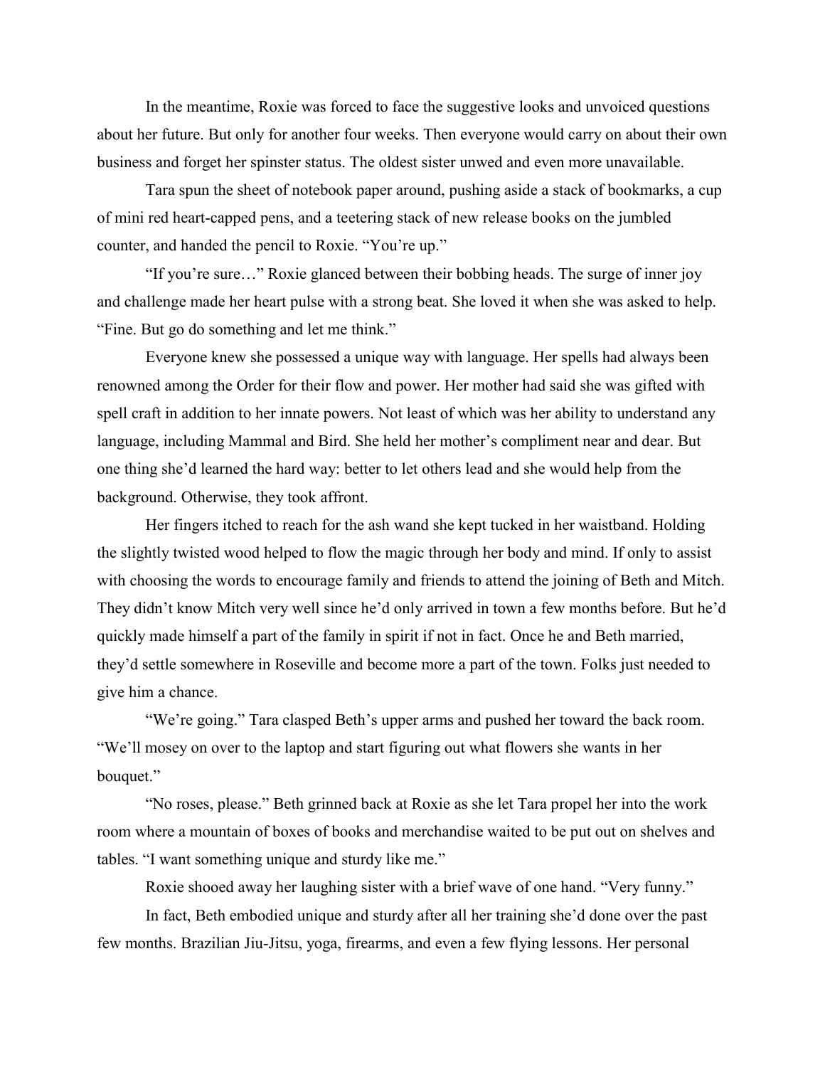In the meantime, Roxie was forced to face the suggestive looks and unvoiced questions about her future. But only for another four weeks. Then everyone would carry on about their own business and forget her spinster status. The oldest sister unwed and even more unavailable.

Tara spun the sheet of notebook paper around, pushing aside a stack of bookmarks, a cup of mini red heart-capped pens, and a teetering stack of new release books on the jumbled counter, and handed the pencil to Roxie. "You're up."

"If you're sure…" Roxie glanced between their bobbing heads. The surge of inner joy and challenge made her heart pulse with a strong beat. She loved it when she was asked to help. "Fine. But go do something and let me think."

Everyone knew she possessed a unique way with language. Her spells had always been renowned among the Order for their flow and power. Her mother had said she was gifted with spell craft in addition to her innate powers. Not least of which was her ability to understand any language, including Mammal and Bird. She held her mother's compliment near and dear. But one thing she'd learned the hard way: better to let others lead and she would help from the background. Otherwise, they took affront.

Her fingers itched to reach for the ash wand she kept tucked in her waistband. Holding the slightly twisted wood helped to flow the magic through her body and mind. If only to assist with choosing the words to encourage family and friends to attend the joining of Beth and Mitch. They didn't know Mitch very well since he'd only arrived in town a few months before. But he'd quickly made himself a part of the family in spirit if not in fact. Once he and Beth married, they'd settle somewhere in Roseville and become more a part of the town. Folks just needed to give him a chance.

"We're going." Tara clasped Beth's upper arms and pushed her toward the back room. "We'll mosey on over to the laptop and start figuring out what flowers she wants in her bouquet."

"No roses, please." Beth grinned back at Roxie as she let Tara propel her into the work room where a mountain of boxes of books and merchandise waited to be put out on shelves and tables. "I want something unique and sturdy like me."

Roxie shooed away her laughing sister with a brief wave of one hand. "Very funny."

In fact, Beth embodied unique and sturdy after all her training she'd done over the past few months. Brazilian Jiu-Jitsu, yoga, firearms, and even a few flying lessons. Her personal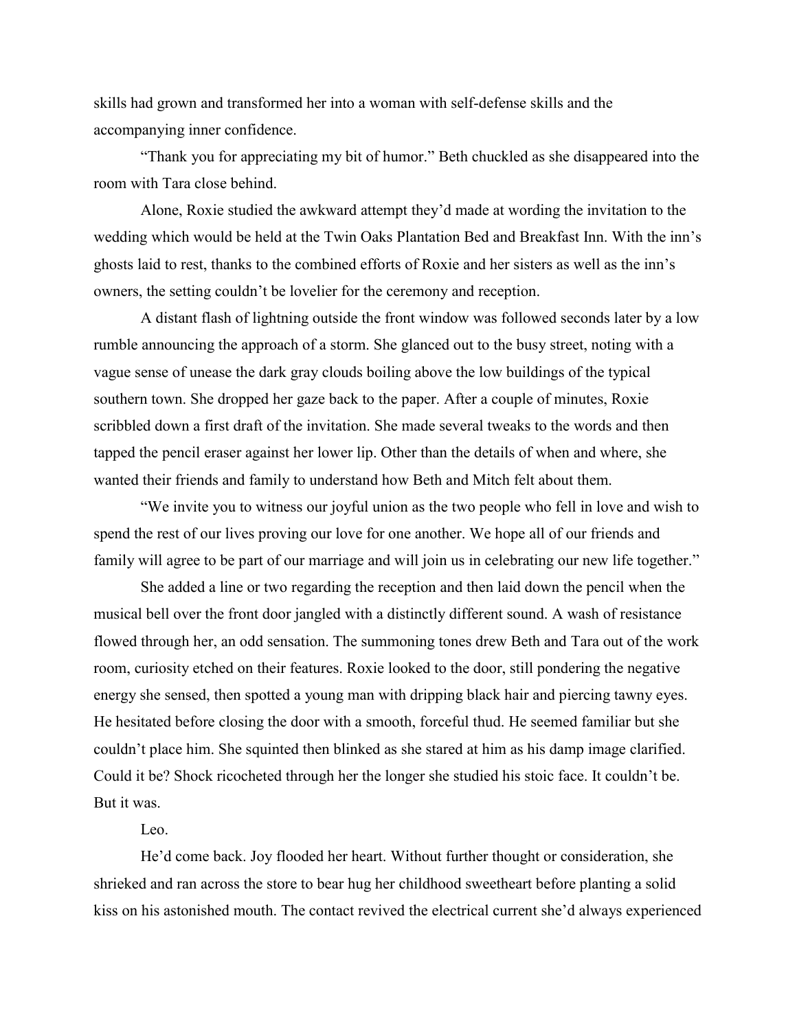skills had grown and transformed her into a woman with self-defense skills and the accompanying inner confidence.

"Thank you for appreciating my bit of humor." Beth chuckled as she disappeared into the room with Tara close behind.

Alone, Roxie studied the awkward attempt they'd made at wording the invitation to the wedding which would be held at the Twin Oaks Plantation Bed and Breakfast Inn. With the inn's ghosts laid to rest, thanks to the combined efforts of Roxie and her sisters as well as the inn's owners, the setting couldn't be lovelier for the ceremony and reception.

A distant flash of lightning outside the front window was followed seconds later by a low rumble announcing the approach of a storm. She glanced out to the busy street, noting with a vague sense of unease the dark gray clouds boiling above the low buildings of the typical southern town. She dropped her gaze back to the paper. After a couple of minutes, Roxie scribbled down a first draft of the invitation. She made several tweaks to the words and then tapped the pencil eraser against her lower lip. Other than the details of when and where, she wanted their friends and family to understand how Beth and Mitch felt about them.

"We invite you to witness our joyful union as the two people who fell in love and wish to spend the rest of our lives proving our love for one another. We hope all of our friends and family will agree to be part of our marriage and will join us in celebrating our new life together."

She added a line or two regarding the reception and then laid down the pencil when the musical bell over the front door jangled with a distinctly different sound. A wash of resistance flowed through her, an odd sensation. The summoning tones drew Beth and Tara out of the work room, curiosity etched on their features. Roxie looked to the door, still pondering the negative energy she sensed, then spotted a young man with dripping black hair and piercing tawny eyes. He hesitated before closing the door with a smooth, forceful thud. He seemed familiar but she couldn't place him. She squinted then blinked as she stared at him as his damp image clarified. Could it be? Shock ricocheted through her the longer she studied his stoic face. It couldn't be. But it was.

Leo.

He'd come back. Joy flooded her heart. Without further thought or consideration, she shrieked and ran across the store to bear hug her childhood sweetheart before planting a solid kiss on his astonished mouth. The contact revived the electrical current she'd always experienced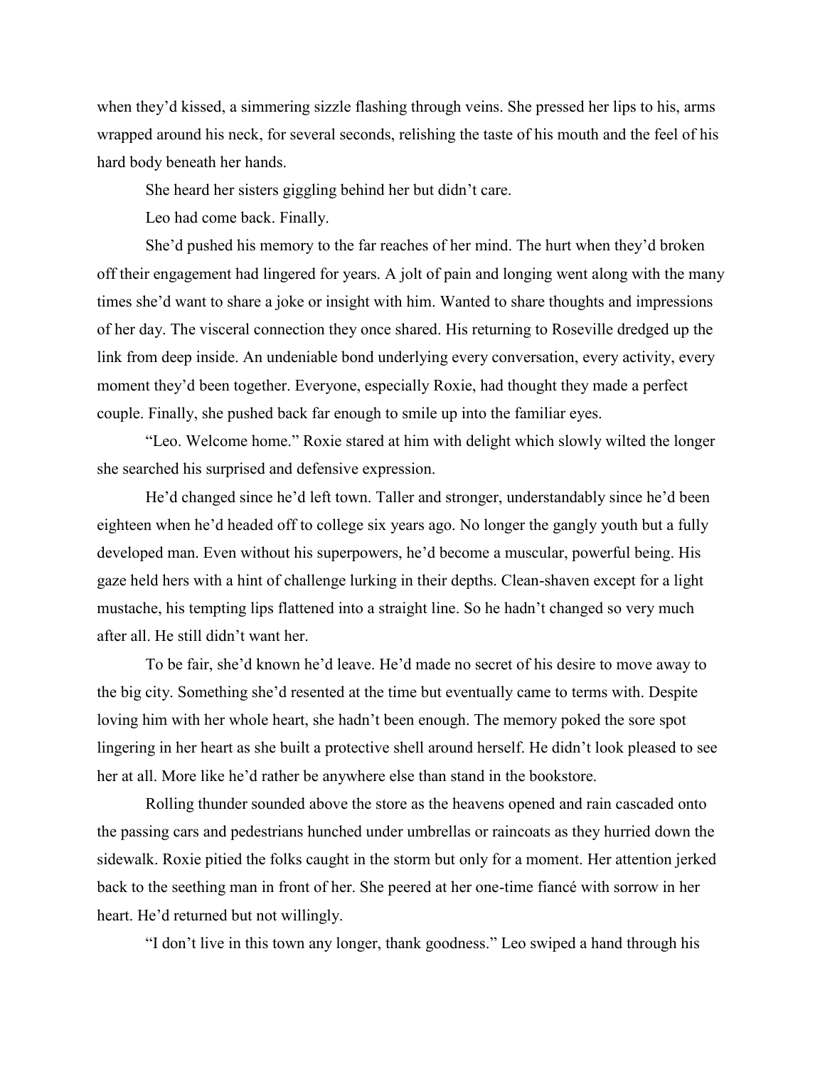when they'd kissed, a simmering sizzle flashing through veins. She pressed her lips to his, arms wrapped around his neck, for several seconds, relishing the taste of his mouth and the feel of his hard body beneath her hands.

She heard her sisters giggling behind her but didn't care.

Leo had come back. Finally.

She'd pushed his memory to the far reaches of her mind. The hurt when they'd broken off their engagement had lingered for years. A jolt of pain and longing went along with the many times she'd want to share a joke or insight with him. Wanted to share thoughts and impressions of her day. The visceral connection they once shared. His returning to Roseville dredged up the link from deep inside. An undeniable bond underlying every conversation, every activity, every moment they'd been together. Everyone, especially Roxie, had thought they made a perfect couple. Finally, she pushed back far enough to smile up into the familiar eyes.

"Leo. Welcome home." Roxie stared at him with delight which slowly wilted the longer she searched his surprised and defensive expression.

He'd changed since he'd left town. Taller and stronger, understandably since he'd been eighteen when he'd headed off to college six years ago. No longer the gangly youth but a fully developed man. Even without his superpowers, he'd become a muscular, powerful being. His gaze held hers with a hint of challenge lurking in their depths. Clean-shaven except for a light mustache, his tempting lips flattened into a straight line. So he hadn't changed so very much after all. He still didn't want her.

To be fair, she'd known he'd leave. He'd made no secret of his desire to move away to the big city. Something she'd resented at the time but eventually came to terms with. Despite loving him with her whole heart, she hadn't been enough. The memory poked the sore spot lingering in her heart as she built a protective shell around herself. He didn't look pleased to see her at all. More like he'd rather be anywhere else than stand in the bookstore.

Rolling thunder sounded above the store as the heavens opened and rain cascaded onto the passing cars and pedestrians hunched under umbrellas or raincoats as they hurried down the sidewalk. Roxie pitied the folks caught in the storm but only for a moment. Her attention jerked back to the seething man in front of her. She peered at her one-time fiancé with sorrow in her heart. He'd returned but not willingly.

"I don't live in this town any longer, thank goodness." Leo swiped a hand through his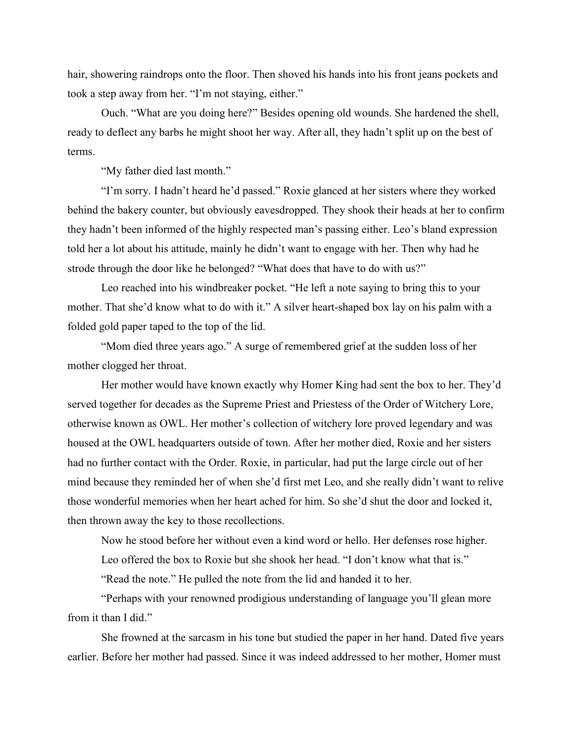hair, showering raindrops onto the floor. Then shoved his hands into his front jeans pockets and took a step away from her. "I'm not staying, either."

Ouch. "What are you doing here?" Besides opening old wounds. She hardened the shell, ready to deflect any barbs he might shoot her way. After all, they hadn't split up on the best of terms.

"My father died last month."

"I'm sorry. I hadn't heard he'd passed." Roxie glanced at her sisters where they worked behind the bakery counter, but obviously eavesdropped. They shook their heads at her to confirm they hadn't been informed of the highly respected man's passing either. Leo's bland expression told her a lot about his attitude, mainly he didn't want to engage with her. Then why had he strode through the door like he belonged? "What does that have to do with us?"

Leo reached into his windbreaker pocket. "He left a note saying to bring this to your mother. That she'd know what to do with it." A silver heart-shaped box lay on his palm with a folded gold paper taped to the top of the lid.

"Mom died three years ago." A surge of remembered grief at the sudden loss of her mother clogged her throat.

Her mother would have known exactly why Homer King had sent the box to her. They'd served together for decades as the Supreme Priest and Priestess of the Order of Witchery Lore, otherwise known as OWL. Her mother's collection of witchery lore proved legendary and was housed at the OWL headquarters outside of town. After her mother died, Roxie and her sisters had no further contact with the Order. Roxie, in particular, had put the large circle out of her mind because they reminded her of when she'd first met Leo, and she really didn't want to relive those wonderful memories when her heart ached for him. So she'd shut the door and locked it, then thrown away the key to those recollections.

Now he stood before her without even a kind word or hello. Her defenses rose higher.

Leo offered the box to Roxie but she shook her head. "I don't know what that is."

"Read the note." He pulled the note from the lid and handed it to her.

"Perhaps with your renowned prodigious understanding of language you'll glean more from it than I did."

She frowned at the sarcasm in his tone but studied the paper in her hand. Dated five years earlier. Before her mother had passed. Since it was indeed addressed to her mother, Homer must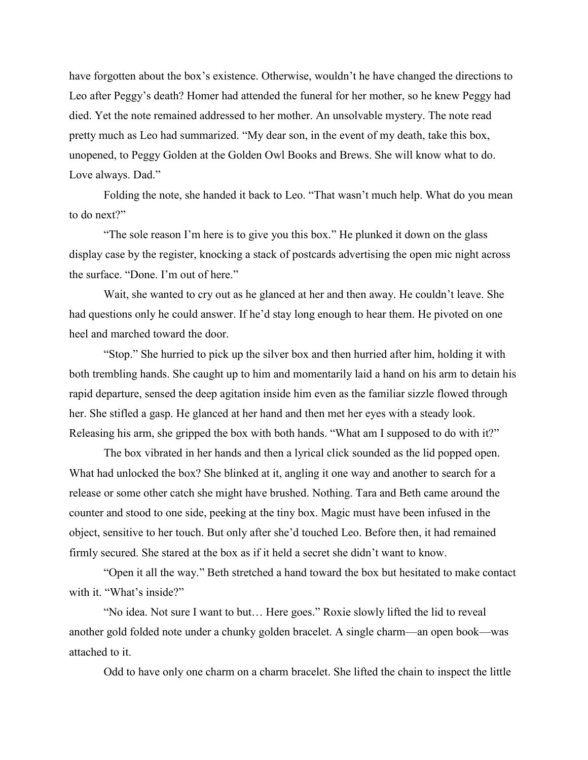have forgotten about the box's existence. Otherwise, wouldn't he have changed the directions to Leo after Peggy's death? Homer had attended the funeral for her mother, so he knew Peggy had died. Yet the note remained addressed to her mother. An unsolvable mystery. The note read pretty much as Leo had summarized. "My dear son, in the event of my death, take this box, unopened, to Peggy Golden at the Golden Owl Books and Brews. She will know what to do. Love always. Dad."

Folding the note, she handed it back to Leo. "That wasn't much help. What do you mean to do next?"

"The sole reason I'm here is to give you this box." He plunked it down on the glass display case by the register, knocking a stack of postcards advertising the open mic night across the surface. "Done. I'm out of here."

Wait, she wanted to cry out as he glanced at her and then away. He couldn't leave. She had questions only he could answer. If he'd stay long enough to hear them. He pivoted on one heel and marched toward the door.

"Stop." She hurried to pick up the silver box and then hurried after him, holding it with both trembling hands. She caught up to him and momentarily laid a hand on his arm to detain his rapid departure, sensed the deep agitation inside him even as the familiar sizzle flowed through her. She stifled a gasp. He glanced at her hand and then met her eyes with a steady look. Releasing his arm, she gripped the box with both hands. "What am I supposed to do with it?"

The box vibrated in her hands and then a lyrical click sounded as the lid popped open. What had unlocked the box? She blinked at it, angling it one way and another to search for a release or some other catch she might have brushed. Nothing. Tara and Beth came around the counter and stood to one side, peeking at the tiny box. Magic must have been infused in the object, sensitive to her touch. But only after she'd touched Leo. Before then, it had remained firmly secured. She stared at the box as if it held a secret she didn't want to know.

"Open it all the way." Beth stretched a hand toward the box but hesitated to make contact with it. "What's inside?"

"No idea. Not sure I want to but… Here goes." Roxie slowly lifted the lid to reveal another gold folded note under a chunky golden bracelet. A single charm—an open book—was attached to it.

Odd to have only one charm on a charm bracelet. She lifted the chain to inspect the little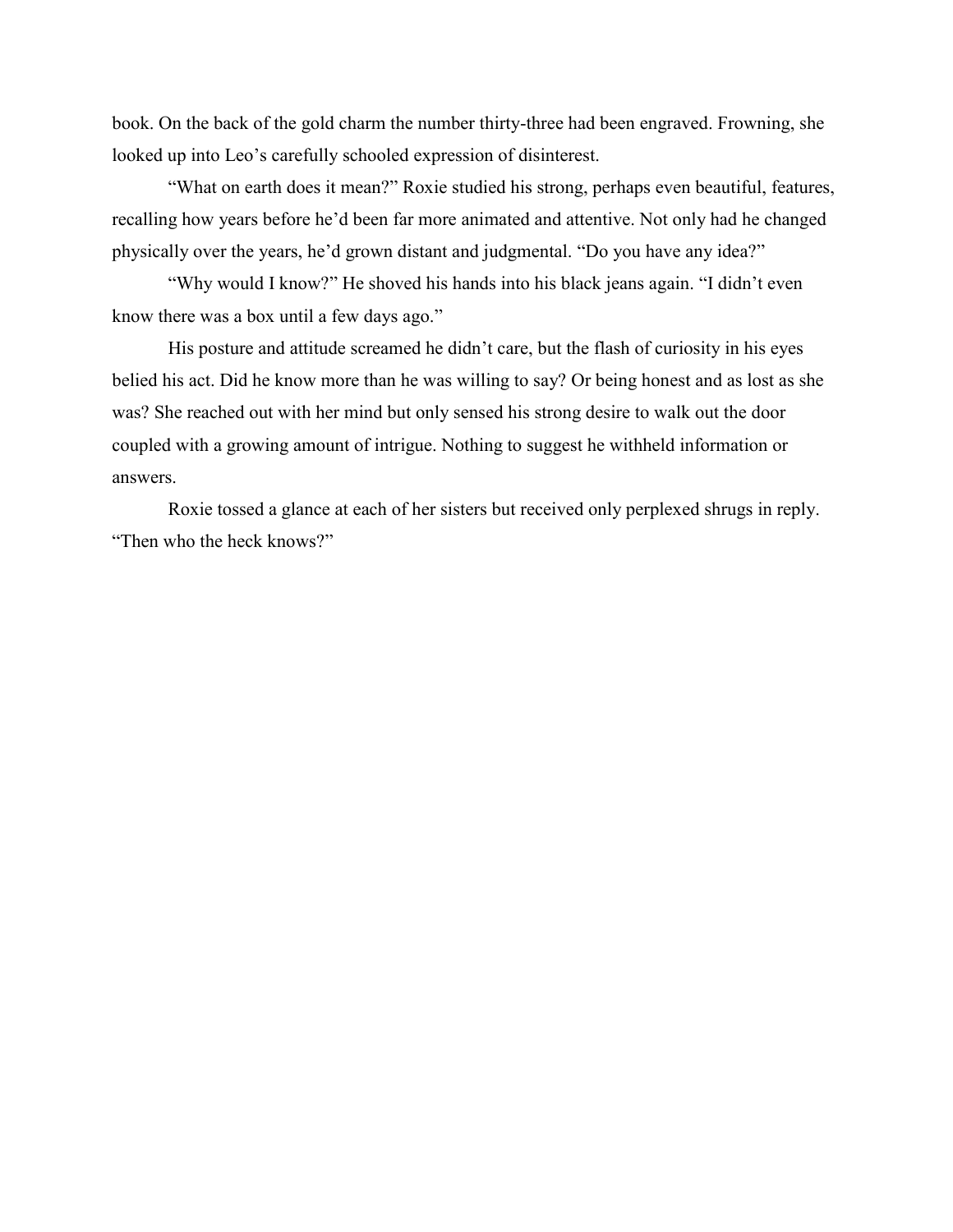book. On the back of the gold charm the number thirty-three had been engraved. Frowning, she looked up into Leo's carefully schooled expression of disinterest.

"What on earth does it mean?" Roxie studied his strong, perhaps even beautiful, features, recalling how years before he'd been far more animated and attentive. Not only had he changed physically over the years, he'd grown distant and judgmental. "Do you have any idea?"

"Why would I know?" He shoved his hands into his black jeans again. "I didn't even know there was a box until a few days ago."

His posture and attitude screamed he didn't care, but the flash of curiosity in his eyes belied his act. Did he know more than he was willing to say? Or being honest and as lost as she was? She reached out with her mind but only sensed his strong desire to walk out the door coupled with a growing amount of intrigue. Nothing to suggest he withheld information or answers.

Roxie tossed a glance at each of her sisters but received only perplexed shrugs in reply. "Then who the heck knows?"